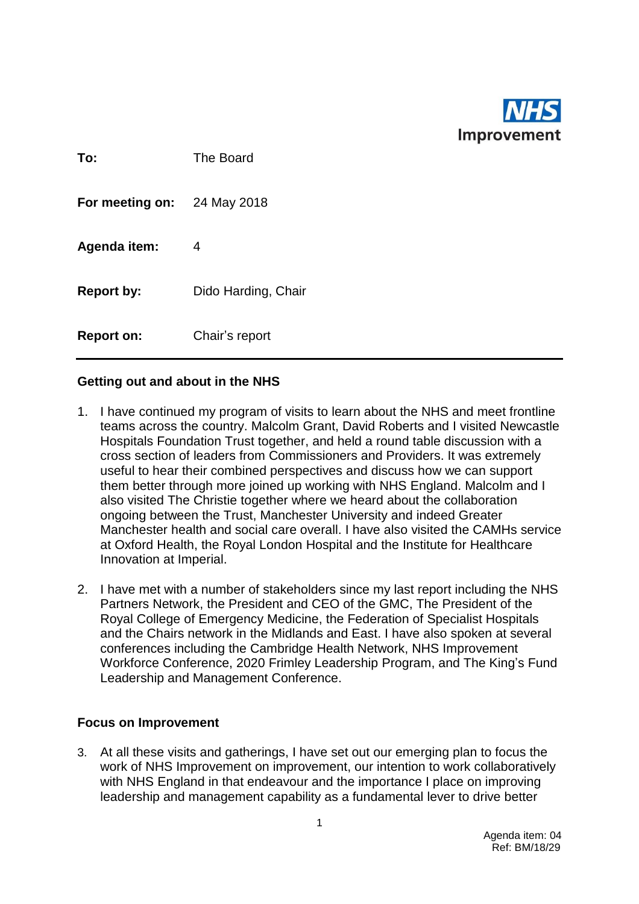**To:** The Board

**For meeting on:** 24 May 2018

**Agenda item:** 4

**Report by:** Dido Harding, Chair

**Report on:** Chair's report

---

## Getting out and about in the NHS

1. I have continued my program of visits to learn about the NHS and meet frontline teams across the country. Malcolm Grant, David Roberts and I visited Newcastle Hospitals Foundation Trust together, and held a round table discussion with a cross section of leaders from Commissioners and Providers. It was extremely useful to hear their combined perspectives and discuss how we can support them better through more joined up working with NHS England. Malcolm and I also visited The Christie together where we heard about the collaboration ongoing between the Trust, Manchester University and indeed Greater Manchester health and social care overall. I have also visited the CAMHs service at Oxford Health, the Royal London Hospital and the Institute for Healthcare Innovation at Imperial.

2. I have met with a number of stakeholders since my last report including the NHS Partners Network, the President and CEO of the GMC, The President of the Royal College of Emergency Medicine, the Federation of Specialist Hospitals and the Chairs network in the Midlands and East. I have also spoken at several conferences including the Cambridge Health Network, NHS Improvement Workforce Conference, 2020 Frimley Leadership Program, and The King's Fund Leadership and Management Conference.

## Focus on Improvement

3. At all these visits and gatherings, I have set out our emerging plan to focus the work of NHS Improvement on improvement, our intention to work collaboratively with NHS England in that endeavour and the importance I place on improving leadership and management capability as a fundamental lever to drive better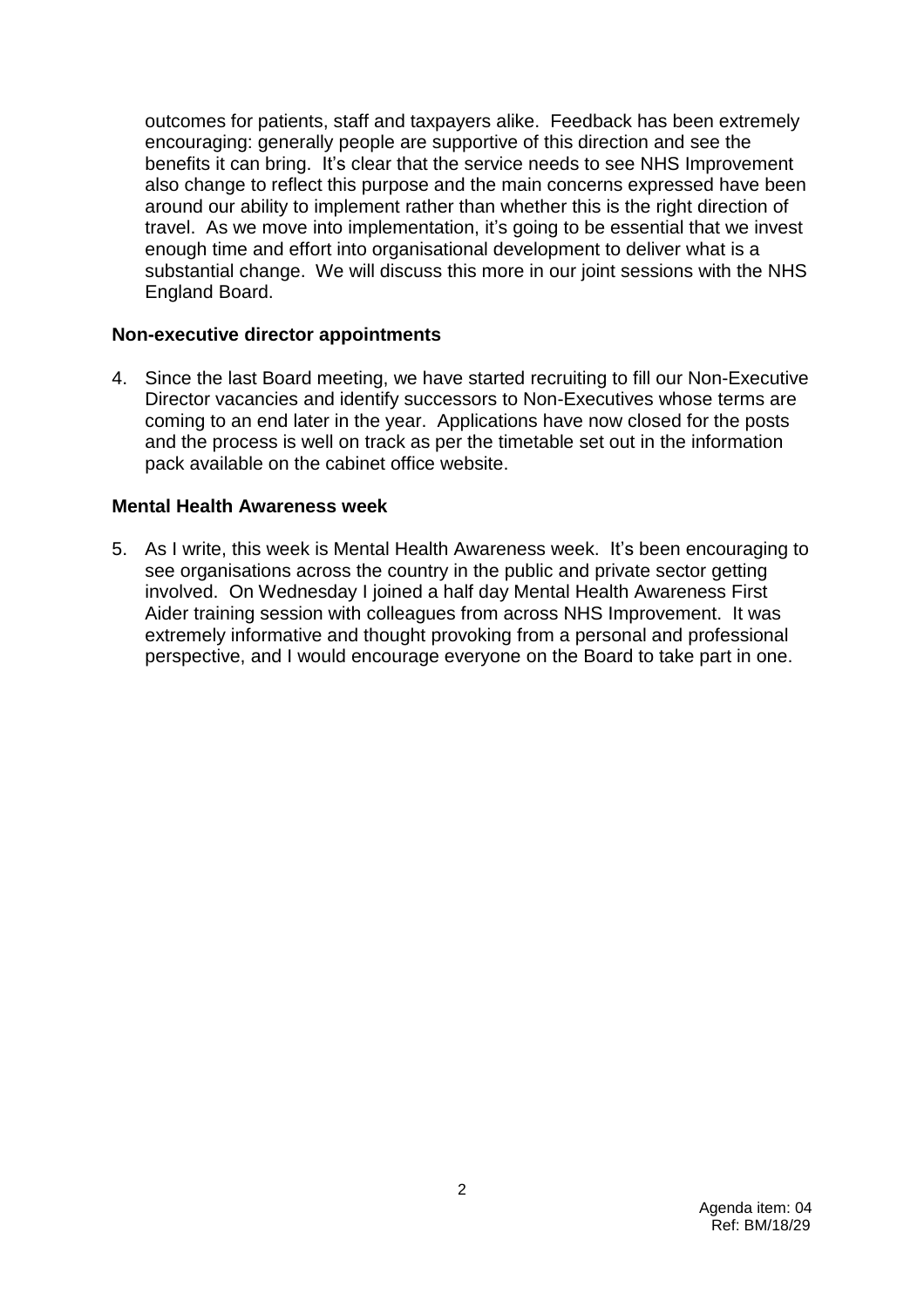outcomes for patients, staff and taxpayers alike. Feedback has been extremely encouraging: generally people are supportive of this direction and see the benefits it can bring. It's clear that the service needs to see NHS Improvement also change to reflect this purpose and the main concerns expressed have been around our ability to implement rather than whether this is the right direction of travel. As we move into implementation, it's going to be essential that we invest enough time and effort into organisational development to deliver what is a substantial change. We will discuss this more in our joint sessions with the NHS England Board.

**Non-executive director appointments**

4. Since the last Board meeting, we have started recruiting to fill our Non-Executive Director vacancies and identify successors to Non-Executives whose terms are coming to an end later in the year. Applications have now closed for the posts and the process is well on track as per the timetable set out in the information pack available on the cabinet office website.

**Mental Health Awareness week**

5. As I write, this week is Mental Health Awareness week. It's been encouraging to see organisations across the country in the public and private sector getting involved. On Wednesday I joined a half day Mental Health Awareness First Aider training session with colleagues from across NHS Improvement. It was extremely informative and thought provoking from a personal and professional perspective, and I would encourage everyone on the Board to take part in one.

Agenda item: 04
Ref: BM/18/29